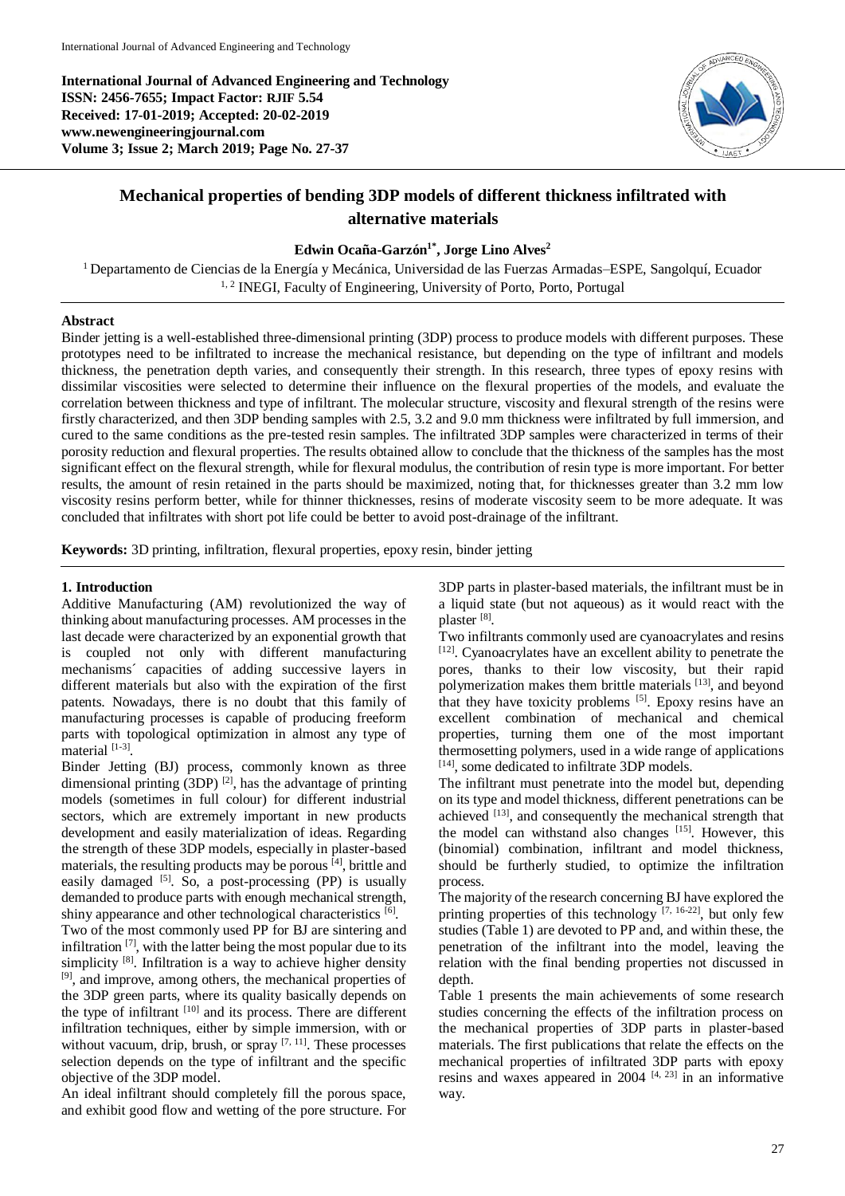**International Journal of Advanced Engineering and Technology**
**ISSN: 2456-7655; Impact Factor: RJIF 5.54**
**Received: 17-01-2019; Accepted: 20-02-2019**
**www.newengineeringjournal.com**
**Volume 3; Issue 2; March 2019; Page No. 27-37**

# Mechanical properties of bending 3DP models of different thickness infiltrated with alternative materials

**Edwin Ocaña-Garzón[1*], Jorge Lino Alves[2]**

[1] Departamento de Ciencias de la Energía y Mecánica, Universidad de las Fuerzas Armadas–ESPE, Sangolquí, Ecuador
[1, 2] INEGI, Faculty of Engineering, University of Porto, Porto, Portugal

## Abstract

Binder jetting is a well-established three-dimensional printing (3DP) process to produce models with different purposes. These prototypes need to be infiltrated to increase the mechanical resistance, but depending on the type of infiltrant and models thickness, the penetration depth varies, and consequently their strength. In this research, three types of epoxy resins with dissimilar viscosities were selected to determine their influence on the flexural properties of the models, and evaluate the correlation between thickness and type of infiltrant. The molecular structure, viscosity and flexural strength of the resins were firstly characterized, and then 3DP bending samples with 2.5, 3.2 and 9.0 mm thickness were infiltrated by full immersion, and cured to the same conditions as the pre-tested resin samples. The infiltrated 3DP samples were characterized in terms of their porosity reduction and flexural properties. The results obtained allow to conclude that the thickness of the samples has the most significant effect on the flexural strength, while for flexural modulus, the contribution of resin type is more important. For better results, the amount of resin retained in the parts should be maximized, noting that, for thicknesses greater than 3.2 mm low viscosity resins perform better, while for thinner thicknesses, resins of moderate viscosity seem to be more adequate. It was concluded that infiltrates with short pot life could be better to avoid post-drainage of the infiltrant.

**Keywords:** 3D printing, infiltration, flexural properties, epoxy resin, binder jetting

## 1. Introduction

Additive Manufacturing (AM) revolutionized the way of thinking about manufacturing processes. AM processes in the last decade were characterized by an exponential growth that is coupled not only with different manufacturing mechanisms´ capacities of adding successive layers in different materials but also with the expiration of the first patents. Nowadays, there is no doubt that this family of manufacturing processes is capable of producing freeform parts with topological optimization in almost any type of material [1-3].

Binder Jetting (BJ) process, commonly known as three dimensional printing (3DP) [2], has the advantage of printing models (sometimes in full colour) for different industrial sectors, which are extremely important in new products development and easily materialization of ideas. Regarding the strength of these 3DP models, especially in plaster-based materials, the resulting products may be porous [4], brittle and easily damaged [5]. So, a post-processing (PP) is usually demanded to produce parts with enough mechanical strength, shiny appearance and other technological characteristics [6].

Two of the most commonly used PP for BJ are sintering and infiltration [7], with the latter being the most popular due to its simplicity [8]. Infiltration is a way to achieve higher density [9], and improve, among others, the mechanical properties of the 3DP green parts, where its quality basically depends on the type of infiltrant [10] and its process. There are different infiltration techniques, either by simple immersion, with or without vacuum, drip, brush, or spray [7, 11]. These processes selection depends on the type of infiltrant and the specific objective of the 3DP model.

An ideal infiltrant should completely fill the porous space, and exhibit good flow and wetting of the pore structure. For 3DP parts in plaster-based materials, the infiltrant must be in a liquid state (but not aqueous) as it would react with the plaster [8].

Two infiltrants commonly used are cyanoacrylates and resins [12]. Cyanoacrylates have an excellent ability to penetrate the pores, thanks to their low viscosity, but their rapid polymerization makes them brittle materials [13], and beyond that they have toxicity problems [5]. Epoxy resins have an excellent combination of mechanical and chemical properties, turning them one of the most important thermosetting polymers, used in a wide range of applications [14], some dedicated to infiltrate 3DP models.

The infiltrant must penetrate into the model but, depending on its type and model thickness, different penetrations can be achieved [13], and consequently the mechanical strength that the model can withstand also changes [15]. However, this (binomial) combination, infiltrant and model thickness, should be furtherly studied, to optimize the infiltration process.

The majority of the research concerning BJ have explored the printing properties of this technology [7, 16-22], but only few studies (Table 1) are devoted to PP and, and within these, the penetration of the infiltrant into the model, leaving the relation with the final bending properties not discussed in depth.

Table 1 presents the main achievements of some research studies concerning the effects of the infiltration process on the mechanical properties of 3DP parts in plaster-based materials. The first publications that relate the effects on the mechanical properties of infiltrated 3DP parts with epoxy resins and waxes appeared in 2004 [4, 23] in an informative way.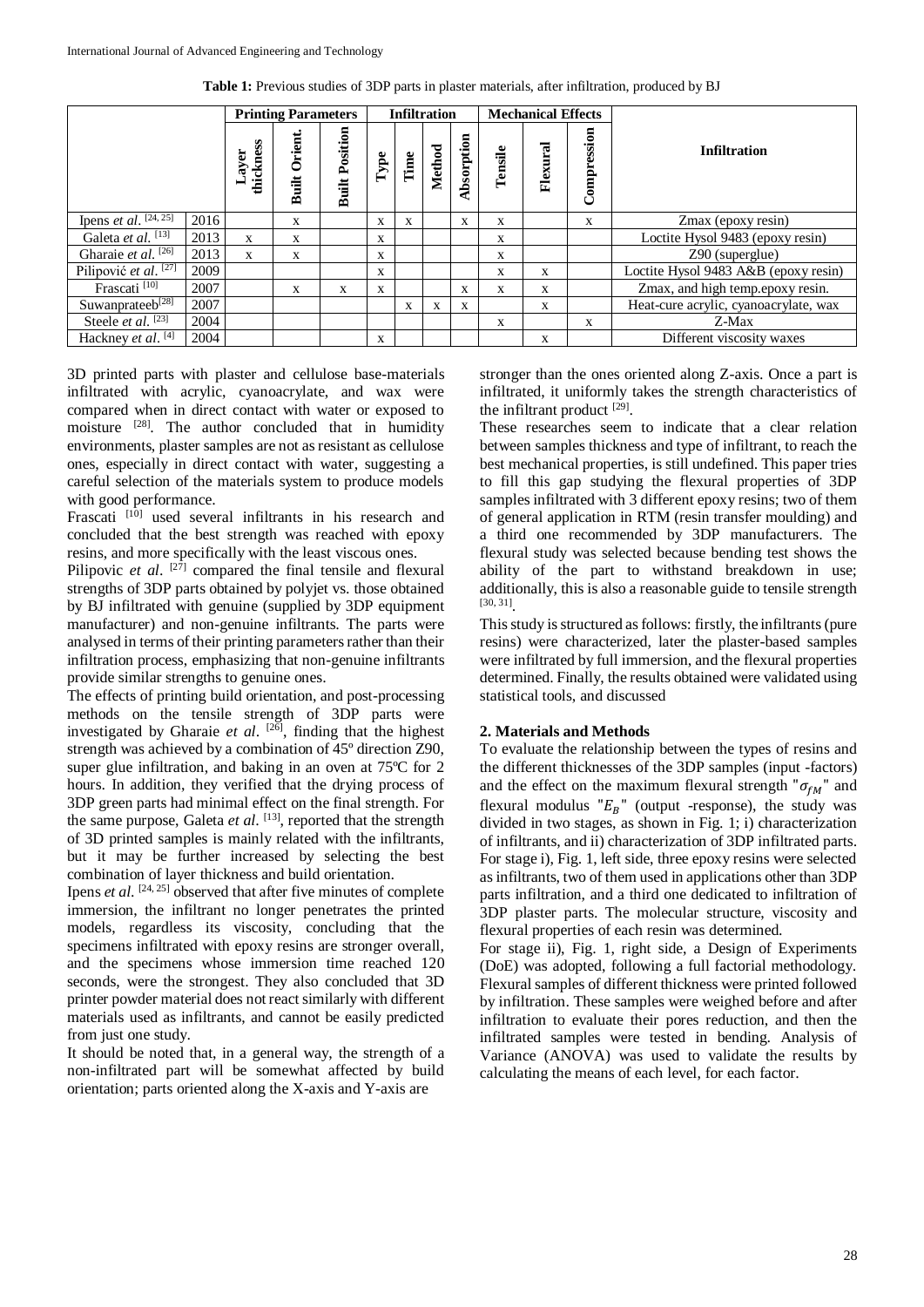**Table 1:** Previous studies of 3DP parts in plaster materials, after infiltration, produced by BJ

| | | Printing Parameters | | | Infiltration | | | | Mechanical Effects | | | Infiltration |
|---|---|---|---|---|---|---|---|---|---|---|---|---|
| | | Layer thickness | Built Orient. | Built Position | Type | Time | Method | Absorption | Tensile | Flexural | Compression | |
| Ipens *et al.* [24, 25] | 2016 | | x | | x | x | | x | x | | x | Zmax (epoxy resin) |
| Galeta *et al.* [13] | 2013 | x | x | | x | | | | x | | | Loctite Hysol 9483 (epoxy resin) |
| Gharaie *et al.* [26] | 2013 | x | x | | x | | | | x | | | Z90 (superglue) |
| Pilipović *et al.* [27] | 2009 | | | | x | | | | x | x | | Loctite Hysol 9483 A&B (epoxy resin) |
| Frascati [10] | 2007 | | x | x | x | | | x | x | x | | Zmax, and high temp.epoxy resin. |
| Suwanprateeb[28] | 2007 | | | | | x | x | x | | x | | Heat-cure acrylic, cyanoacrylate, wax |
| Steele *et al.* [23] | 2004 | | | | | | | | x | | x | Z-Max |
| Hackney *et al.* [4] | 2004 | | | | x | | | | | x | | Different viscosity waxes |

3D printed parts with plaster and cellulose base-materials infiltrated with acrylic, cyanoacrylate, and wax were compared when in direct contact with water or exposed to moisture [28]. The author concluded that in humidity environments, plaster samples are not as resistant as cellulose ones, especially in direct contact with water, suggesting a careful selection of the materials system to produce models with good performance.

Frascati [10] used several infiltrants in his research and concluded that the best strength was reached with epoxy resins, and more specifically with the least viscous ones.

Pilipovic *et al*. [27] compared the final tensile and flexural strengths of 3DP parts obtained by polyjet vs. those obtained by BJ infiltrated with genuine (supplied by 3DP equipment manufacturer) and non-genuine infiltrants. The parts were analysed in terms of their printing parameters rather than their infiltration process, emphasizing that non-genuine infiltrants provide similar strengths to genuine ones.

The effects of printing build orientation, and post-processing methods on the tensile strength of 3DP parts were investigated by Gharaie *et al*. [26], finding that the highest strength was achieved by a combination of 45º direction Z90, super glue infiltration, and baking in an oven at 75ºC for 2 hours. In addition, they verified that the drying process of 3DP green parts had minimal effect on the final strength. For the same purpose, Galeta *et al*. [13], reported that the strength of 3D printed samples is mainly related with the infiltrants, but it may be further increased by selecting the best combination of layer thickness and build orientation.

Ipens *et al*. [24, 25] observed that after five minutes of complete immersion, the infiltrant no longer penetrates the printed models, regardless its viscosity, concluding that the specimens infiltrated with epoxy resins are stronger overall, and the specimens whose immersion time reached 120 seconds, were the strongest. They also concluded that 3D printer powder material does not react similarly with different materials used as infiltrants, and cannot be easily predicted from just one study.

It should be noted that, in a general way, the strength of a non-infiltrated part will be somewhat affected by build orientation; parts oriented along the X-axis and Y-axis are stronger than the ones oriented along Z-axis. Once a part is infiltrated, it uniformly takes the strength characteristics of the infiltrant product [29].

These researches seem to indicate that a clear relation between samples thickness and type of infiltrant, to reach the best mechanical properties, is still undefined. This paper tries to fill this gap studying the flexural properties of 3DP samples infiltrated with 3 different epoxy resins; two of them of general application in RTM (resin transfer moulding) and a third one recommended by 3DP manufacturers. The flexural study was selected because bending test shows the ability of the part to withstand breakdown in use; additionally, this is also a reasonable guide to tensile strength [30, 31].

This study is structured as follows: firstly, the infiltrants (pure resins) were characterized, later the plaster-based samples were infiltrated by full immersion, and the flexural properties determined. Finally, the results obtained were validated using statistical tools, and discussed

## 2. Materials and Methods

To evaluate the relationship between the types of resins and the different thicknesses of the 3DP samples (input -factors) and the effect on the maximum flexural strength "$\sigma_{fM}$" and flexural modulus "$E_B$" (output -response), the study was divided in two stages, as shown in Fig. 1; i) characterization of infiltrants, and ii) characterization of 3DP infiltrated parts. For stage i), Fig. 1, left side, three epoxy resins were selected as infiltrants, two of them used in applications other than 3DP parts infiltration, and a third one dedicated to infiltration of 3DP plaster parts. The molecular structure, viscosity and flexural properties of each resin was determined.

For stage ii), Fig. 1, right side, a Design of Experiments (DoE) was adopted, following a full factorial methodology. Flexural samples of different thickness were printed followed by infiltration. These samples were weighed before and after infiltration to evaluate their pores reduction, and then the infiltrated samples were tested in bending. Analysis of Variance (ANOVA) was used to validate the results by calculating the means of each level, for each factor.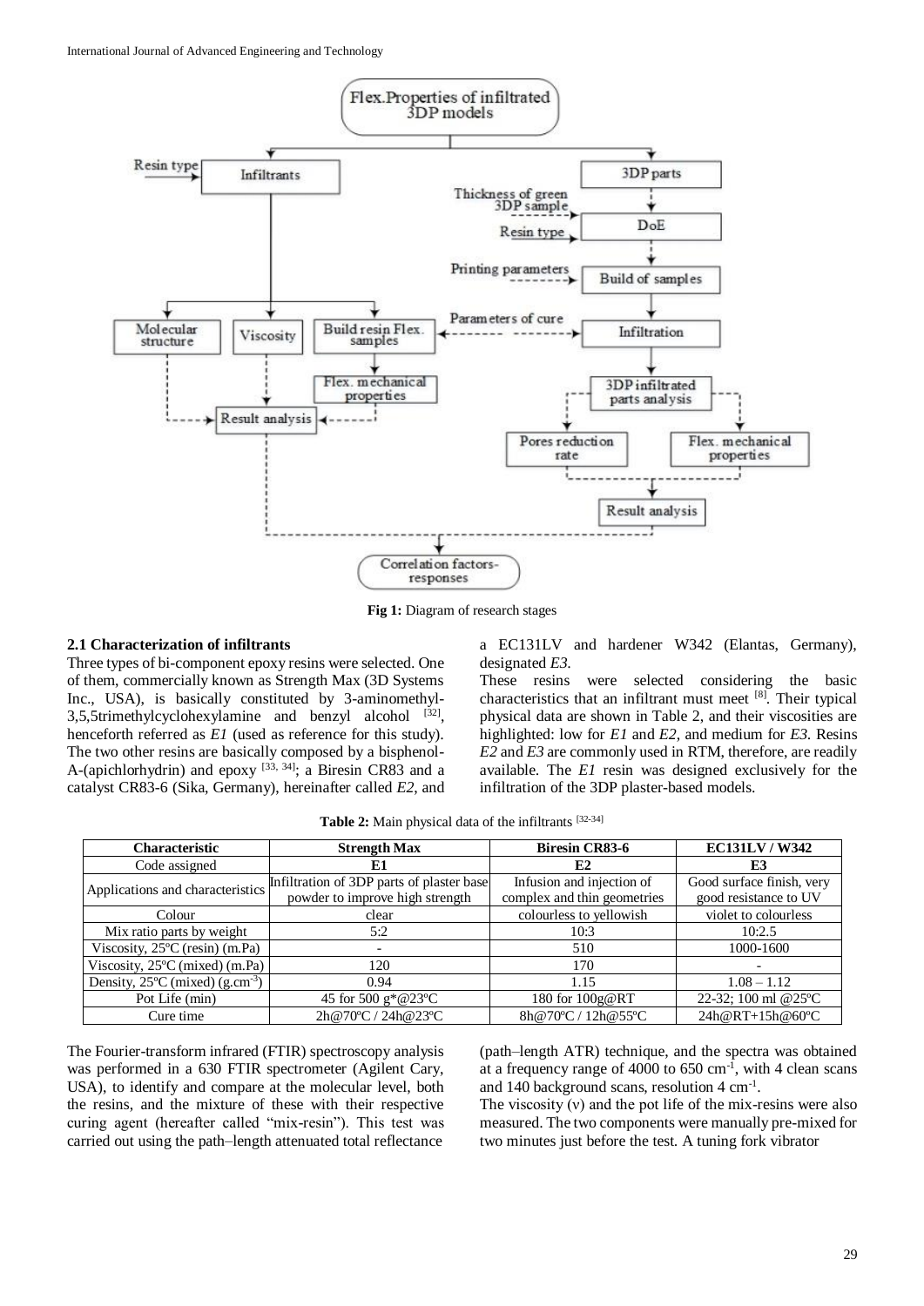**Fig 1:** Diagram of research stages

### 2.1 Characterization of infiltrants

Three types of bi-component epoxy resins were selected. One of them, commercially known as Strength Max (3D Systems Inc., USA), is basically constituted by 3-aminomethyl-3,5,5trimethylcyclohexylamine and benzyl alcohol [32], henceforth referred as *E1* (used as reference for this study). The two other resins are basically composed by a bisphenol-A-(apichlorhydrin) and epoxy [33, 34]; a Biresin CR83 and a catalyst CR83-6 (Sika, Germany), hereinafter called *E2*, and a EC131LV and hardener W342 (Elantas, Germany), designated *E3*.

These resins were selected considering the basic characteristics that an infiltrant must meet [8]. Their typical physical data are shown in Table 2, and their viscosities are highlighted: low for *E1* and *E2*, and medium for *E3*. Resins *E2* and *E3* are commonly used in RTM, therefore, are readily available. The *E1* resin was designed exclusively for the infiltration of the 3DP plaster-based models.

**Table 2:** Main physical data of the infiltrants [32-34]

| Characteristic | Strength Max | Biresin CR83-6 | EC131LV / W342 |
|---|---|---|---|
| Code assigned | **E1** | **E2** | **E3** |
| Applications and characteristics | Infiltration of 3DP parts of plaster base powder to improve high strength | Infusion and injection of complex and thin geometries | Good surface finish, very good resistance to UV |
| Colour | clear | colourless to yellowish | violet to colourless |
| Mix ratio parts by weight | 5:2 | 10:3 | 10:2.5 |
| Viscosity, 25ºC (resin) (m.Pa) | - | 510 | 1000-1600 |
| Viscosity, 25ºC (mixed) (m.Pa) | 120 | 170 | - |
| Density, 25ºC (mixed) (g.cm$^{-3}$) | 0.94 | 1.15 | 1.08 – 1.12 |
| Pot Life (min) | 45 for 500 g*@23ºC | 180 for 100g@RT | 22-32; 100 ml @25ºC |
| Cure time | 2h@70ºC / 24h@23ºC | 8h@70ºC / 12h@55ºC | 24h@RT+15h@60ºC |

The Fourier-transform infrared (FTIR) spectroscopy analysis was performed in a 630 FTIR spectrometer (Agilent Cary, USA), to identify and compare at the molecular level, both the resins, and the mixture of these with their respective curing agent (hereafter called "mix-resin"). This test was carried out using the path–length attenuated total reflectance (path–length ATR) technique, and the spectra was obtained at a frequency range of 4000 to 650 cm$^{-1}$, with 4 clean scans and 140 background scans, resolution 4 cm$^{-1}$.

The viscosity ($\nu$) and the pot life of the mix-resins were also measured. The two components were manually pre-mixed for two minutes just before the test. A tuning fork vibrator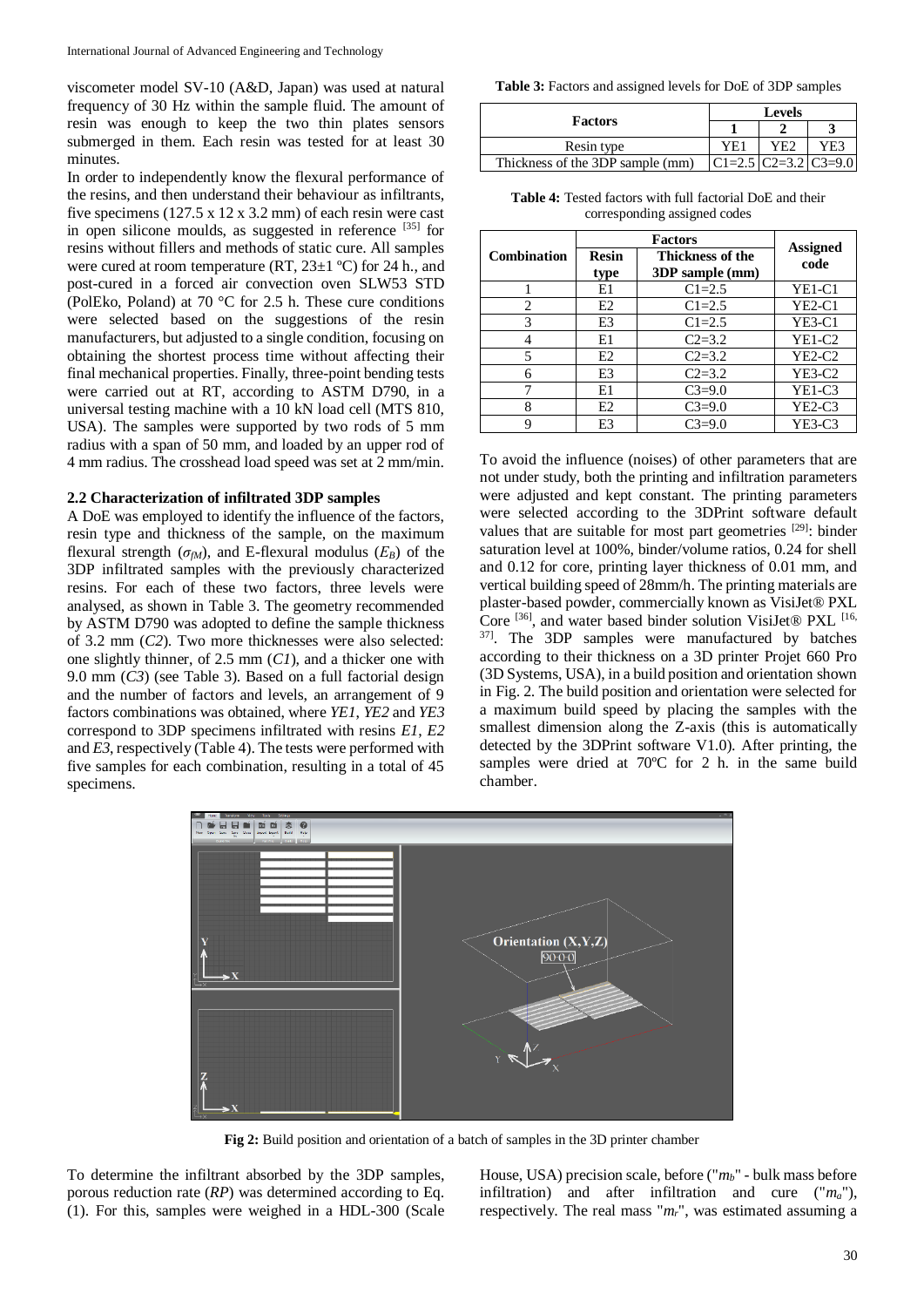viscometer model SV-10 (A&D, Japan) was used at natural frequency of 30 Hz within the sample fluid. The amount of resin was enough to keep the two thin plates sensors submerged in them. Each resin was tested for at least 30 minutes.

In order to independently know the flexural performance of the resins, and then understand their behaviour as infiltrants, five specimens (127.5 x 12 x 3.2 mm) of each resin were cast in open silicone moulds, as suggested in reference [35] for resins without fillers and methods of static cure. All samples were cured at room temperature (RT, 23±1 ºC) for 24 h., and post-cured in a forced air convection oven SLW53 STD (PolEko, Poland) at 70 °C for 2.5 h. These cure conditions were selected based on the suggestions of the resin manufacturers, but adjusted to a single condition, focusing on obtaining the shortest process time without affecting their final mechanical properties. Finally, three-point bending tests were carried out at RT, according to ASTM D790, in a universal testing machine with a 10 kN load cell (MTS 810, USA). The samples were supported by two rods of 5 mm radius with a span of 50 mm, and loaded by an upper rod of 4 mm radius. The crosshead load speed was set at 2 mm/min.

### 2.2 Characterization of infiltrated 3DP samples

A DoE was employed to identify the influence of the factors, resin type and thickness of the sample, on the maximum flexural strength ($\sigma_{fM}$), and E-flexural modulus ($E_B$) of the 3DP infiltrated samples with the previously characterized resins. For each of these two factors, three levels were analysed, as shown in Table 3. The geometry recommended by ASTM D790 was adopted to define the sample thickness of 3.2 mm (*C2*). Two more thicknesses were also selected: one slightly thinner, of 2.5 mm (*C1*), and a thicker one with 9.0 mm (*C3*) (see Table 3). Based on a full factorial design and the number of factors and levels, an arrangement of 9 factors combinations was obtained, where *YE1*, *YE2* and *YE3* correspond to 3DP specimens infiltrated with resins *E1*, *E2* and *E3*, respectively (Table 4). The tests were performed with five samples for each combination, resulting in a total of 45 specimens.

**Table 3:** Factors and assigned levels for DoE of 3DP samples

| Factors | Levels | | |
|---|---|---|---|
| | 1 | 2 | 3 |
| Resin type | YE1 | YE2 | YE3 |
| Thickness of the 3DP sample (mm) | C1=2.5 | C2=3.2 | C3=9.0 |

**Table 4:** Tested factors with full factorial DoE and their corresponding assigned codes

| Combination | Factors | | Assigned code |
|---|---|---|---|
| | Resin type | Thickness of the 3DP sample (mm) | |
| 1 | E1 | C1=2.5 | YE1-C1 |
| 2 | E2 | C1=2.5 | YE2-C1 |
| 3 | E3 | C1=2.5 | YE3-C1 |
| 4 | E1 | C2=3.2 | YE1-C2 |
| 5 | E2 | C2=3.2 | YE2-C2 |
| 6 | E3 | C2=3.2 | YE3-C2 |
| 7 | E1 | C3=9.0 | YE1-C3 |
| 8 | E2 | C3=9.0 | YE2-C3 |
| 9 | E3 | C3=9.0 | YE3-C3 |

To avoid the influence (noises) of other parameters that are not under study, both the printing and infiltration parameters were adjusted and kept constant. The printing parameters were selected according to the 3DPrint software default values that are suitable for most part geometries [29]: binder saturation level at 100%, binder/volume ratios, 0.24 for shell and 0.12 for core, printing layer thickness of 0.01 mm, and vertical building speed of 28mm/h. The printing materials are plaster-based powder, commercially known as VisiJet® PXL Core [36], and water based binder solution VisiJet® PXL [16, 37]. The 3DP samples were manufactured by batches according to their thickness on a 3D printer Projet 660 Pro (3D Systems, USA), in a build position and orientation shown in Fig. 2. The build position and orientation were selected for a maximum build speed by placing the samples with the smallest dimension along the Z-axis (this is automatically detected by the 3DPrint software V1.0). After printing, the samples were dried at 70ºC for 2 h. in the same build chamber.

**Fig 2:** Build position and orientation of a batch of samples in the 3D printer chamber

To determine the infiltrant absorbed by the 3DP samples, porous reduction rate (*RP*) was determined according to Eq. (1). For this, samples were weighed in a HDL-300 (Scale House, USA) precision scale, before ("$m_b$" - bulk mass before infiltration) and after infiltration and cure ("$m_a$"), respectively. The real mass "$m_r$", was estimated assuming a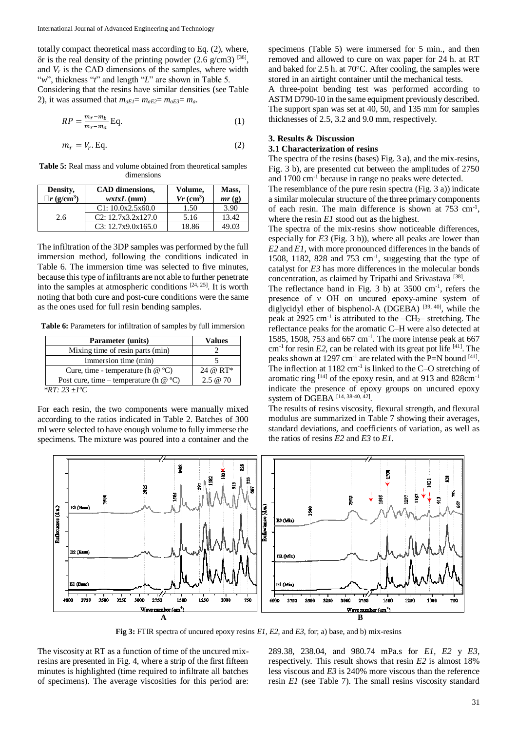totally compact theoretical mass according to Eq. (2), where, δr is the real density of the printing powder (2.6 g/cm3) [36], and $V_r$ is the CAD dimensions of the samples, where width "*w*", thickness "*t*" and length "*L*" are shown in Table 5.

Considering that the resins have similar densities (see Table 2), it was assumed that $m_{aE1}= m_{aE2}= m_{aE3}= m_a$.

$$RP = \frac{m_r - m_b}{m_r - m_a} \text{ Eq.} \quad (1)$$

$$m_r = V_r . \text{ Eq.} \quad (2)$$

**Table 5:** Real mass and volume obtained from theoretical samples dimensions

| Density, r (g/cm³) | CAD dimensions, *wxtxL* (mm) | Volume, *Vr* (cm³) | Mass, *mr* (g) |
|---|---|---|---|
| 2.6 | C1: 10.0x2.5x60.0 | 1.50 | 3.90 |
| | C2: 12.7x3.2x127.0 | 5.16 | 13.42 |
| | C3: 12.7x9.0x165.0 | 18.86 | 49.03 |

The infiltration of the 3DP samples was performed by the full immersion method, following the conditions indicated in Table 6. The immersion time was selected to five minutes, because this type of infiltrants are not able to further penetrate into the samples at atmospheric conditions [24, 25]. It is worth noting that both cure and post-cure conditions were the same as the ones used for full resin bending samples.

**Table 6:** Parameters for infiltration of samples by full immersion

| Parameter (units) | Values |
|---|---|
| Mixing time of resin parts (min) | 2 |
| Immersion time (min) | 5 |
| Cure, time - temperature (h @ °C) | 24 @ RT* |
| Post cure, time – temperature (h @ °C) | 2.5 @ 70 |

*RT: 23 ±1°C*

For each resin, the two components were manually mixed according to the ratios indicated in Table 2. Batches of 300 ml were selected to have enough volume to fully immerse the specimens. The mixture was poured into a container and the specimens (Table 5) were immersed for 5 min., and then removed and allowed to cure on wax paper for 24 h. at RT and baked for 2.5 h. at 70°C. After cooling, the samples were stored in an airtight container until the mechanical tests.

A three-point bending test was performed according to ASTM D790-10 in the same equipment previously described. The support span was set at 40, 50, and 135 mm for samples thicknesses of 2.5, 3.2 and 9.0 mm, respectively.

## 3. Results & Discussion

### 3.1 Characterization of resins

The spectra of the resins (bases) Fig. 3 a), and the mix-resins, Fig. 3 b), are presented cut between the amplitudes of 2750 and 1700 cm$^{-1}$ because in range no peaks were detected.

The resemblance of the pure resin spectra (Fig. 3 a)) indicate a similar molecular structure of the three primary components of each resin. The main difference is shown at 753 cm$^{-1}$, where the resin *E1* stood out as the highest.

The spectra of the mix-resins show noticeable differences, especially for *E3* (Fig. 3 b)), where all peaks are lower than *E2* and *E1*, with more pronounced differences in the bands of 1508, 1182, 828 and 753 cm$^{-1}$, suggesting that the type of catalyst for *E3* has more differences in the molecular bonds concentration, as claimed by Tripathi and Srivastava [38].

The reflectance band in Fig. 3 b) at 3500 cm$^{-1}$, refers the presence of ν OH on uncured epoxy-amine system of diglycidyl ether of bisphenol-A (DGEBA) [39, 40], while the peak at 2925 cm$^{-1}$ is attributed to the $-CH_2-$ stretching. The reflectance peaks for the aromatic C–H were also detected at 1585, 1508, 753 and 667 cm$^{-1}$. The more intense peak at 667 cm$^{-1}$ for resin *E2*, can be related with its great pot life [41]. The peaks shown at 1297 cm$^{-1}$ are related with the P=N bound [41]. The inflection at 1182 cm$^{-1}$ is linked to the C–O stretching of aromatic ring [14] of the epoxy resin, and at 913 and 828cm$^{-1}$ indicate the presence of epoxy groups on uncured epoxy system of DGEBA [14, 38-40, 42].

The results of resins viscosity, flexural strength, and flexural modulus are summarized in Table 7 showing their averages, standard deviations, and coefficients of variation, as well as the ratios of resins *E2* and *E3* to *E1*.

**Fig 3:** FTIR spectra of uncured epoxy resins *E1, E2*, and *E3*, for; a) base, and b) mix-resins

The viscosity at RT as a function of time of the uncured mix-resins are presented in Fig. 4, where a strip of the first fifteen minutes is highlighted (time required to infiltrate all batches of specimens). The average viscosities for this period are: 289.38, 238.04, and 980.74 mPa.s for *E1, E2* y *E3*, respectively. This result shows that resin *E2* is almost 18% less viscous and *E3* is 240% more viscous than the reference resin *E1* (see Table 7). The small resins viscosity standard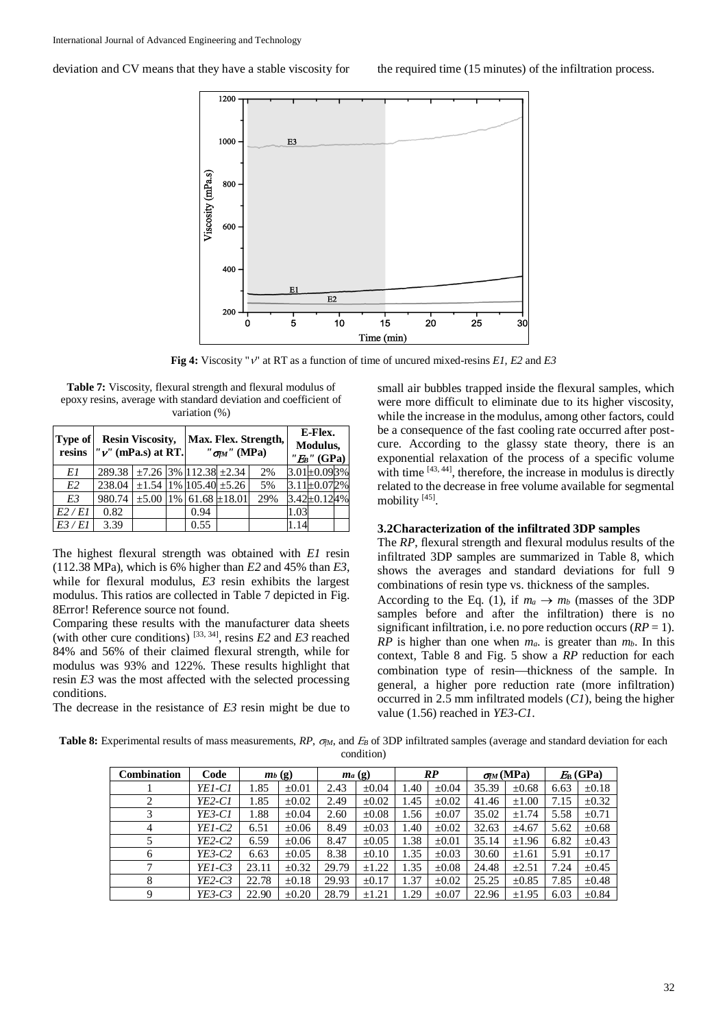deviation and CV means that they have a stable viscosity for the required time (15 minutes) of the infiltration process.

**Fig 4:** Viscosity "$\nu$" at RT as a function of time of uncured mixed-resins *E1*, *E2* and *E3*

**Table 7:** Viscosity, flexural strength and flexural modulus of epoxy resins, average with standard deviation and coefficient of variation (%)

| Type of resins | Resin Viscosity, "$\nu$" (mPa.s) at RT. | | | Max. Flex. Strength, "$\sigma_{fM}$" (MPa) | | | E-Flex. Modulus, "$E_B$" (GPa) | | |
|---|---|---|---|---|---|---|---|---|---|
| *E1* | 289.38 | ±7.26 | 3% | 112.38 | ±2.34 | 2% | 3.01 | ±0.09 | 3% |
| *E2* | 238.04 | ±1.54 | 1% | 105.40 | ±5.26 | 5% | 3.11 | ±0.07 | 2% |
| *E3* | 980.74 | ±5.00 | 1% | 61.68 | ±18.01 | 29% | 3.42 | ±0.12 | 4% |
| *E2 / E1* | 0.82 | | | 0.94 | | | 1.03 | | |
| *E3 / E1* | 3.39 | | | 0.55 | | | 1.14 | | |

The highest flexural strength was obtained with *E1* resin (112.38 MPa), which is 6% higher than *E2* and 45% than *E3*, while for flexural modulus, *E3* resin exhibits the largest modulus. This ratios are collected in Table 7 depicted in Fig. 8Error! Reference source not found.

Comparing these results with the manufacturer data sheets (with other cure conditions) [33, 34], resins *E2* and *E3* reached 84% and 56% of their claimed flexural strength, while for modulus was 93% and 122%. These results highlight that resin *E3* was the most affected with the selected processing conditions.

The decrease in the resistance of *E3* resin might be due to small air bubbles trapped inside the flexural samples, which were more difficult to eliminate due to its higher viscosity, while the increase in the modulus, among other factors, could be a consequence of the fast cooling rate occurred after post-cure. According to the glassy state theory, there is an exponential relaxation of the process of a specific volume with time [43, 44], therefore, the increase in modulus is directly related to the decrease in free volume available for segmental mobility [45].

### 3.2Characterization of the infiltrated 3DP samples

The *RP*, flexural strength and flexural modulus results of the infiltrated 3DP samples are summarized in Table 8, which shows the averages and standard deviations for full 9 combinations of resin type vs. thickness of the samples.

According to the Eq. (1), if $m_a \rightarrow m_b$ (masses of the 3DP samples before and after the infiltration) there is no significant infiltration, i.e. no pore reduction occurs ($RP$ = 1). $RP$ is higher than one when $m_a$. is greater than $m_b$. In this context, Table 8 and Fig. 5 show a *RP* reduction for each combination type of resin—thickness of the sample. In general, a higher pore reduction rate (more infiltration) occurred in 2.5 mm infiltrated models (*C1*), being the higher value (1.56) reached in *YE3-C1*.

**Table 8:** Experimental results of mass measurements, *RP*, $\sigma_{fM}$, and $E_B$ of 3DP infiltrated samples (average and standard deviation for each condition)

| Combination | Code | $m_b$ (g) | | $m_a$ (g) | | *RP* | | $\sigma_{fM}$ (MPa) | | $E_B$ (GPa) | |
|---|---|---|---|---|---|---|---|---|---|---|---|
| 1 | *YE1-C1* | 1.85 | ±0.01 | 2.43 | ±0.04 | 1.40 | ±0.04 | 35.39 | ±0.68 | 6.63 | ±0.18 |
| 2 | *YE2-C1* | 1.85 | ±0.02 | 2.49 | ±0.02 | 1.45 | ±0.02 | 41.46 | ±1.00 | 7.15 | ±0.32 |
| 3 | *YE3-C1* | 1.88 | ±0.04 | 2.60 | ±0.08 | 1.56 | ±0.07 | 35.02 | ±1.74 | 5.58 | ±0.71 |
| 4 | *YE1-C2* | 6.51 | ±0.06 | 8.49 | ±0.03 | 1.40 | ±0.02 | 32.63 | ±4.67 | 5.62 | ±0.68 |
| 5 | *YE2-C2* | 6.59 | ±0.06 | 8.47 | ±0.05 | 1.38 | ±0.01 | 35.14 | ±1.96 | 6.82 | ±0.43 |
| 6 | *YE3-C2* | 6.63 | ±0.05 | 8.38 | ±0.10 | 1.35 | ±0.03 | 30.60 | ±1.61 | 5.91 | ±0.17 |
| 7 | *YE1-C3* | 23.11 | ±0.32 | 29.79 | ±1.22 | 1.35 | ±0.08 | 24.48 | ±2.51 | 7.24 | ±0.45 |
| 8 | *YE2-C3* | 22.78 | ±0.18 | 29.93 | ±0.17 | 1.37 | ±0.02 | 25.25 | ±0.85 | 7.85 | ±0.48 |
| 9 | *YE3-C3* | 22.90 | ±0.20 | 28.79 | ±1.21 | 1.29 | ±0.07 | 22.96 | ±1.95 | 6.03 | ±0.84 |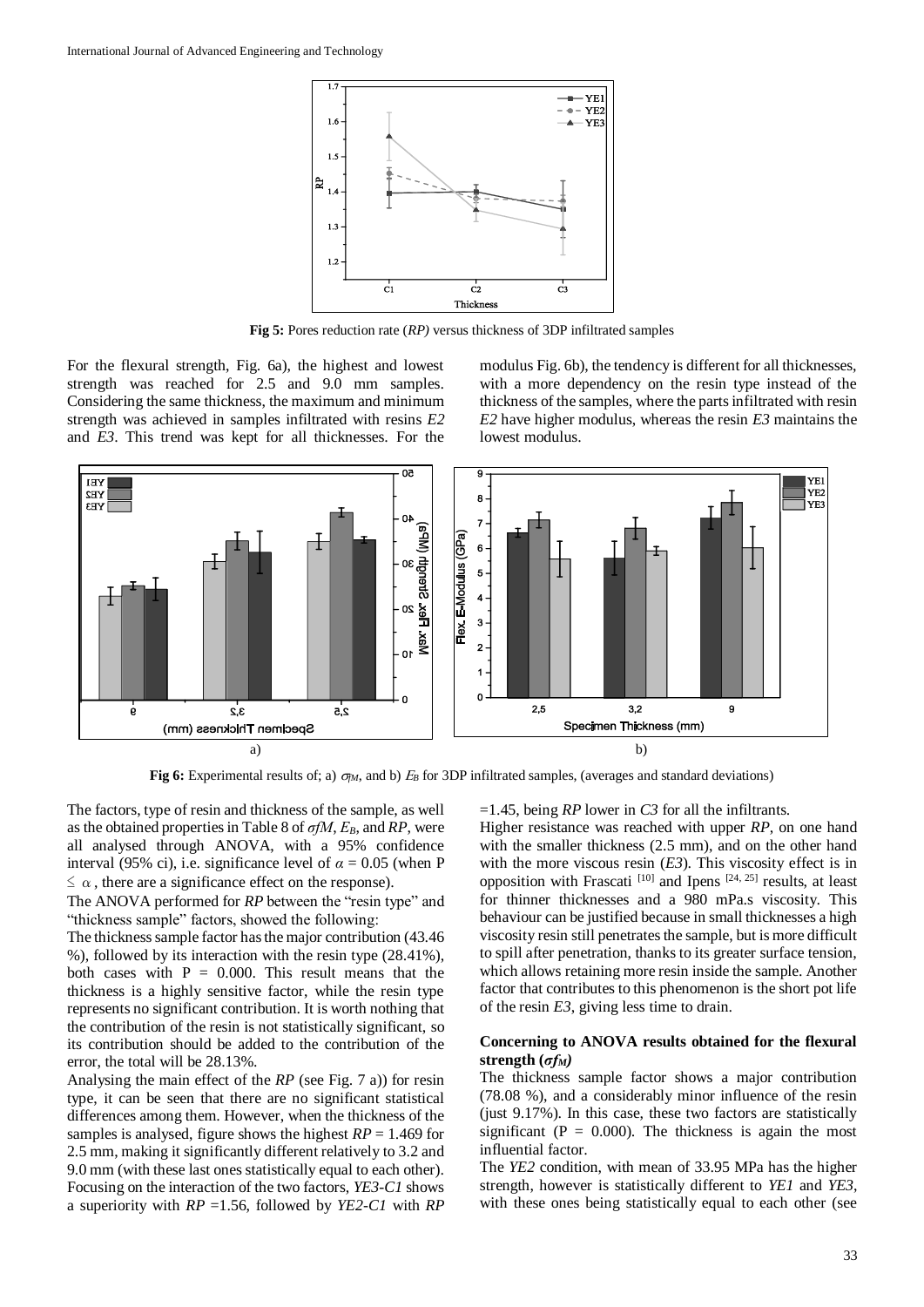**Fig 5:** Pores reduction rate (*RP)* versus thickness of 3DP infiltrated samples

For the flexural strength, Fig. 6a), the highest and lowest strength was reached for 2.5 and 9.0 mm samples. Considering the same thickness, the maximum and minimum strength was achieved in samples infiltrated with resins *E2* and *E3*. This trend was kept for all thicknesses. For the modulus Fig. 6b), the tendency is different for all thicknesses, with a more dependency on the resin type instead of the thickness of the samples, where the parts infiltrated with resin *E2* have higher modulus, whereas the resin *E3* maintains the lowest modulus.

a) b)

**Fig 6:** Experimental results of; a) $\sigma_{fM}$, and b) $E_B$ for 3DP infiltrated samples, (averages and standard deviations)

The factors, type of resin and thickness of the sample, as well as the obtained properties in Table 8 of $\sigma fM$, $E_B$, and *RP*, were all analysed through ANOVA, with a 95% confidence interval (95% ci), i.e. significance level of $\alpha = 0.05$ (when P $\leq \alpha$, there are a significance effect on the response).

The ANOVA performed for *RP* between the "resin type" and "thickness sample" factors, showed the following:

The thickness sample factor has the major contribution (43.46 %), followed by its interaction with the resin type (28.41%), both cases with P = 0.000. This result means that the thickness is a highly sensitive factor, while the resin type represents no significant contribution. It is worth nothing that the contribution of the resin is not statistically significant, so its contribution should be added to the contribution of the error, the total will be 28.13%.

Analysing the main effect of the *RP* (see Fig. 7 a)) for resin type, it can be seen that there are no significant statistical differences among them. However, when the thickness of the samples is analysed, figure shows the highest *RP* = 1.469 for 2.5 mm, making it significantly different relatively to 3.2 and 9.0 mm (with these last ones statistically equal to each other). Focusing on the interaction of the two factors, *YE3-C1* shows a superiority with *RP* =1.56, followed by *YE2-C1* with *RP* =1.45, being *RP* lower in *C3* for all the infiltrants.

Higher resistance was reached with upper *RP*, on one hand with the smaller thickness (2.5 mm), and on the other hand with the more viscous resin (*E3*). This viscosity effect is in opposition with Frascati [10] and Ipens [24, 25] results, at least for thinner thicknesses and a 980 mPa.s viscosity. This behaviour can be justified because in small thicknesses a high viscosity resin still penetrates the sample, but is more difficult to spill after penetration, thanks to its greater surface tension, which allows retaining more resin inside the sample. Another factor that contributes to this phenomenon is the short pot life of the resin *E3*, giving less time to drain.

### Concerning to ANOVA results obtained for the flexural strength ($\sigma_{fM}$)

The thickness sample factor shows a major contribution (78.08 %), and a considerably minor influence of the resin (just 9.17%). In this case, these two factors are statistically significant (P = 0.000). The thickness is again the most influential factor.

The *YE2* condition, with mean of 33.95 MPa has the higher strength, however is statistically different to *YE1* and *YE3*, with these ones being statistically equal to each other (see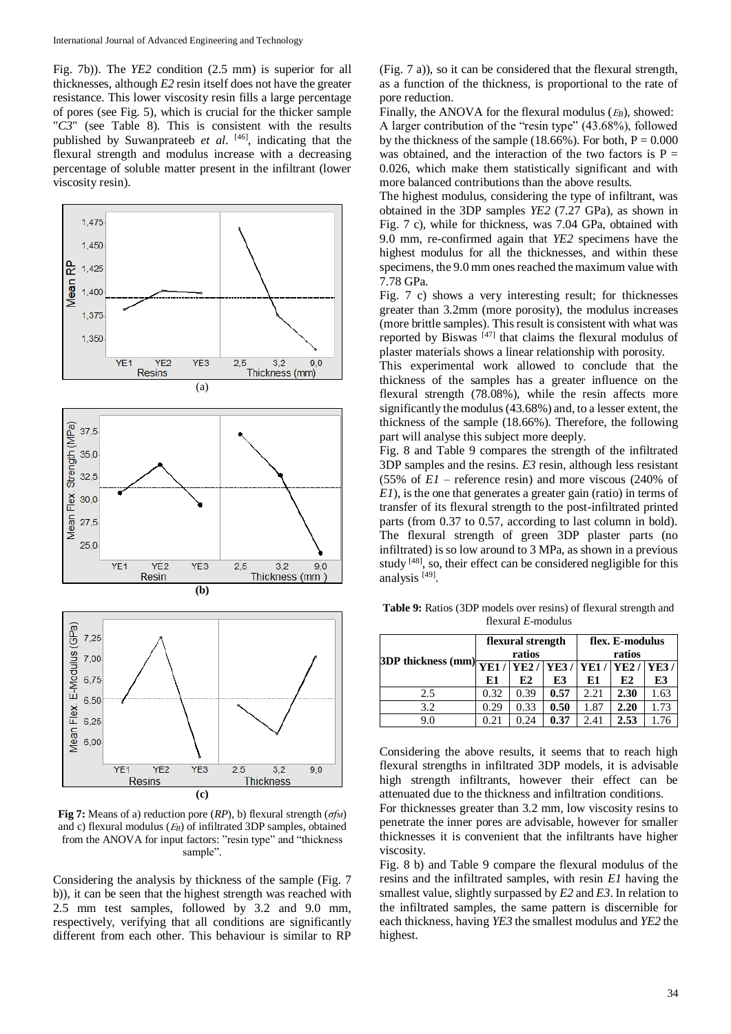Fig. 7b)). The *YE2* condition (2.5 mm) is superior for all thicknesses, although *E2* resin itself does not have the greater resistance. This lower viscosity resin fills a large percentage of pores (see Fig. 5), which is crucial for the thicker sample "*C3*" (see Table 8). This is consistent with the results published by Suwanprateeb *et al.* [46], indicating that the flexural strength and modulus increase with a decreasing percentage of soluble matter present in the infiltrant (lower viscosity resin).

**Fig 7:** Means of a) reduction pore (*RP*), b) flexural strength ($\sigma f_M$) and c) flexural modulus ($E_B$) of infiltrated 3DP samples, obtained from the ANOVA for input factors: "resin type" and "thickness sample".

Considering the analysis by thickness of the sample (Fig. 7 b)), it can be seen that the highest strength was reached with 2.5 mm test samples, followed by 3.2 and 9.0 mm, respectively, verifying that all conditions are significantly different from each other. This behaviour is similar to RP (Fig. 7 a)), so it can be considered that the flexural strength, as a function of the thickness, is proportional to the rate of pore reduction.

Finally, the ANOVA for the flexural modulus ($E_B$), showed: A larger contribution of the "resin type" (43.68%), followed by the thickness of the sample (18.66%). For both, P = 0.000 was obtained, and the interaction of the two factors is P = 0.026, which make them statistically significant and with more balanced contributions than the above results.

The highest modulus, considering the type of infiltrant, was obtained in the 3DP samples *YE2* (7.27 GPa), as shown in Fig. 7 c), while for thickness, was 7.04 GPa, obtained with 9.0 mm, re-confirmed again that *YE2* specimens have the highest modulus for all the thicknesses, and within these specimens, the 9.0 mm ones reached the maximum value with 7.78 GPa.

Fig. 7 c) shows a very interesting result; for thicknesses greater than 3.2mm (more porosity), the modulus increases (more brittle samples). This result is consistent with what was reported by Biswas [47] that claims the flexural modulus of plaster materials shows a linear relationship with porosity.

This experimental work allowed to conclude that the thickness of the samples has a greater influence on the flexural strength (78.08%), while the resin affects more significantly the modulus (43.68%) and, to a lesser extent, the thickness of the sample (18.66%). Therefore, the following part will analyse this subject more deeply.

Fig. 8 and Table 9 compares the strength of the infiltrated 3DP samples and the resins. *E3* resin, although less resistant (55% of *E1* – reference resin) and more viscous (240% of *E1*), is the one that generates a greater gain (ratio) in terms of transfer of its flexural strength to the post-infiltrated printed parts (from 0.37 to 0.57, according to last column in bold).

The flexural strength of green 3DP plaster parts (no infiltrated) is so low around to 3 MPa, as shown in a previous study [48], so, their effect can be considered negligible for this analysis [49].

**Table 9:** Ratios (3DP models over resins) of flexural strength and flexural *E*-modulus

| 3DP thickness (mm) | flexural strength ratios | | | flex. E-modulus ratios | | |
|---|---|---|---|---|---|---|
| | **YE1 / E1** | **YE2 / E2** | **YE3 / E3** | **YE1 / E1** | **YE2 / E2** | **YE3 / E3** |
| 2.5 | 0.32 | 0.39 | **0.57** | 2.21 | **2.30** | 1.63 |
| 3.2 | 0.29 | 0.33 | **0.50** | 1.87 | **2.20** | 1.73 |
| 9.0 | 0.21 | 0.24 | **0.37** | 2.41 | **2.53** | 1.76 |

Considering the above results, it seems that to reach high flexural strengths in infiltrated 3DP models, it is advisable high strength infiltrants, however their effect can be attenuated due to the thickness and infiltration conditions.

For thicknesses greater than 3.2 mm, low viscosity resins to penetrate the inner pores are advisable, however for smaller thicknesses it is convenient that the infiltrants have higher viscosity.

Fig. 8 b) and Table 9 compare the flexural modulus of the resins and the infiltrated samples, with resin *E1* having the smallest value, slightly surpassed by *E2* and *E3*. In relation to the infiltrated samples, the same pattern is discernible for each thickness, having *YE3* the smallest modulus and *YE2* the highest.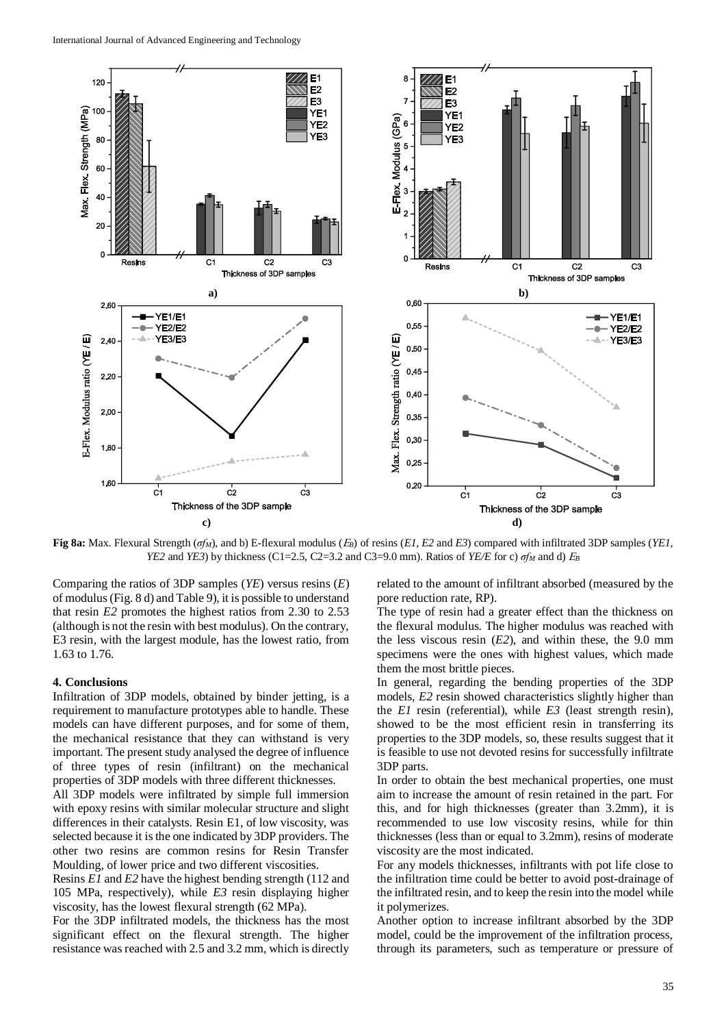**Fig 8a:** Max. Flexural Strength ($\sigma f_M$), and b) E-flexural modulus ($E_B$) of resins (*E1, E2* and *E3*) compared with infiltrated 3DP samples (*YE1, YE2* and *YE3*) by thickness (C1=2.5, C2=3.2 and C3=9.0 mm). Ratios of *YE/E* for c) $\sigma f_M$ and d) $E_B$

Comparing the ratios of 3DP samples (*YE*) versus resins (*E*) of modulus (Fig. 8 d) and Table 9), it is possible to understand that resin *E2* promotes the highest ratios from 2.30 to 2.53 (although is not the resin with best modulus). On the contrary, E3 resin, with the largest module, has the lowest ratio, from 1.63 to 1.76.

### 4. Conclusions

Infiltration of 3DP models, obtained by binder jetting, is a requirement to manufacture prototypes able to handle. These models can have different purposes, and for some of them, the mechanical resistance that they can withstand is very important. The present study analysed the degree of influence of three types of resin (infiltrant) on the mechanical properties of 3DP models with three different thicknesses.

All 3DP models were infiltrated by simple full immersion with epoxy resins with similar molecular structure and slight differences in their catalysts. Resin E1, of low viscosity, was selected because it is the one indicated by 3DP providers. The other two resins are common resins for Resin Transfer Moulding, of lower price and two different viscosities.

Resins *E1* and *E2* have the highest bending strength (112 and 105 MPa, respectively), while *E3* resin displaying higher viscosity, has the lowest flexural strength (62 MPa).

For the 3DP infiltrated models, the thickness has the most significant effect on the flexural strength. The higher resistance was reached with 2.5 and 3.2 mm, which is directly related to the amount of infiltrant absorbed (measured by the pore reduction rate, RP).

The type of resin had a greater effect than the thickness on the flexural modulus. The higher modulus was reached with the less viscous resin (*E2*), and within these, the 9.0 mm specimens were the ones with highest values, which made them the most brittle pieces.

In general, regarding the bending properties of the 3DP models, *E2* resin showed characteristics slightly higher than the *E1* resin (referential), while *E3* (least strength resin), showed to be the most efficient resin in transferring its properties to the 3DP models, so, these results suggest that it is feasible to use not devoted resins for successfully infiltrate 3DP parts.

In order to obtain the best mechanical properties, one must aim to increase the amount of resin retained in the part. For this, and for high thicknesses (greater than 3.2mm), it is recommended to use low viscosity resins, while for thin thicknesses (less than or equal to 3.2mm), resins of moderate viscosity are the most indicated.

For any models thicknesses, infiltrants with pot life close to the infiltration time could be better to avoid post-drainage of the infiltrated resin, and to keep the resin into the model while it polymerizes.

Another option to increase infiltrant absorbed by the 3DP model, could be the improvement of the infiltration process, through its parameters, such as temperature or pressure of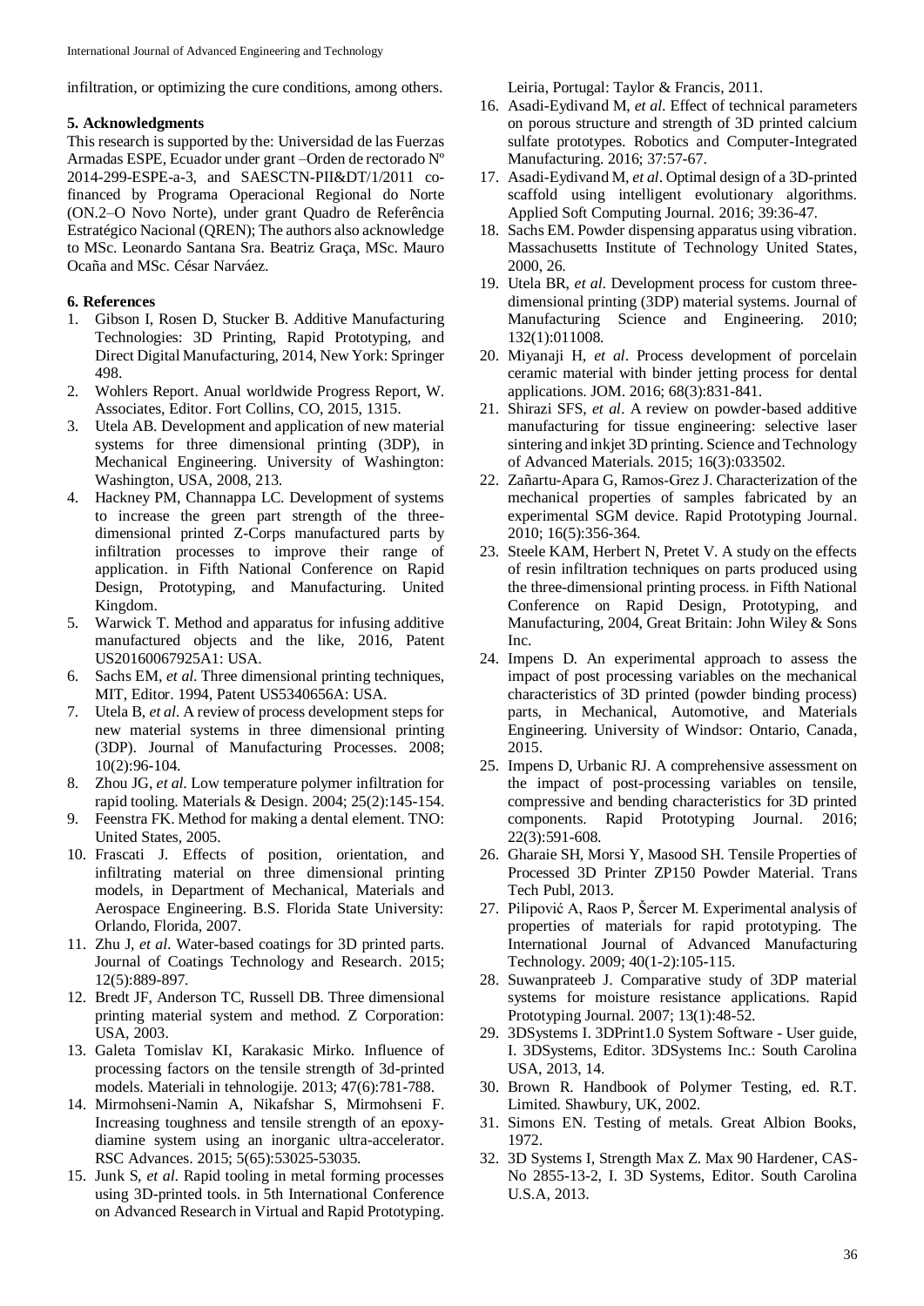infiltration, or optimizing the cure conditions, among others.

### 5. Acknowledgments

This research is supported by the: Universidad de las Fuerzas Armadas ESPE, Ecuador under grant –Orden de rectorado Nº 2014-299-ESPE-a-3, and SAESCTN-PII&DT/1/2011 co-financed by Programa Operacional Regional do Norte (ON.2–O Novo Norte), under grant Quadro de Referência Estratégico Nacional (QREN); The authors also acknowledge to MSc. Leonardo Santana Sra. Beatriz Graça, MSc. Mauro Ocaña and MSc. César Narváez.

### 6. References

1. Gibson I, Rosen D, Stucker B. Additive Manufacturing Technologies: 3D Printing, Rapid Prototyping, and Direct Digital Manufacturing, 2014, New York: Springer 498.
2. Wohlers Report. Anual worldwide Progress Report, W. Associates, Editor. Fort Collins, CO, 2015, 1315.
3. Utela AB. Development and application of new material systems for three dimensional printing (3DP), in Mechanical Engineering. University of Washington: Washington, USA, 2008, 213.
4. Hackney PM, Channappa LC. Development of systems to increase the green part strength of the three-dimensional printed Z-Corps manufactured parts by infiltration processes to improve their range of application. in Fifth National Conference on Rapid Design, Prototyping, and Manufacturing. United Kingdom.
5. Warwick T. Method and apparatus for infusing additive manufactured objects and the like, 2016, Patent US20160067925A1: USA.
6. Sachs EM, *et al*. Three dimensional printing techniques, MIT, Editor. 1994, Patent US5340656A: USA.
7. Utela B, *et al*. A review of process development steps for new material systems in three dimensional printing (3DP). Journal of Manufacturing Processes. 2008; 10(2):96-104.
8. Zhou JG, *et al*. Low temperature polymer infiltration for rapid tooling. Materials & Design. 2004; 25(2):145-154.
9. Feenstra FK. Method for making a dental element. TNO: United States, 2005.
10. Frascati J. Effects of position, orientation, and infiltrating material on three dimensional printing models, in Department of Mechanical, Materials and Aerospace Engineering. B.S. Florida State University: Orlando, Florida, 2007.
11. Zhu J, *et al*. Water-based coatings for 3D printed parts. Journal of Coatings Technology and Research. 2015; 12(5):889-897.
12. Bredt JF, Anderson TC, Russell DB. Three dimensional printing material system and method. Z Corporation: USA, 2003.
13. Galeta Tomislav KI, Karakasic Mirko. Influence of processing factors on the tensile strength of 3d-printed models. Materiali in tehnologije. 2013; 47(6):781-788.
14. Mirmohseni-Namin A, Nikafshar S, Mirmohseni F. Increasing toughness and tensile strength of an epoxy-diamine system using an inorganic ultra-accelerator. RSC Advances. 2015; 5(65):53025-53035.
15. Junk S, *et al*. Rapid tooling in metal forming processes using 3D-printed tools. in 5th International Conference on Advanced Research in Virtual and Rapid Prototyping. Leiria, Portugal: Taylor & Francis, 2011.
16. Asadi-Eydivand M, *et al*. Effect of technical parameters on porous structure and strength of 3D printed calcium sulfate prototypes. Robotics and Computer-Integrated Manufacturing. 2016; 37:57-67.
17. Asadi-Eydivand M, *et al*. Optimal design of a 3D-printed scaffold using intelligent evolutionary algorithms. Applied Soft Computing Journal. 2016; 39:36-47.
18. Sachs EM. Powder dispensing apparatus using vibration. Massachusetts Institute of Technology United States, 2000, 26.
19. Utela BR, *et al*. Development process for custom three-dimensional printing (3DP) material systems. Journal of Manufacturing Science and Engineering. 2010; 132(1):011008.
20. Miyanaji H, *et al*. Process development of porcelain ceramic material with binder jetting process for dental applications. JOM. 2016; 68(3):831-841.
21. Shirazi SFS, *et al*. A review on powder-based additive manufacturing for tissue engineering: selective laser sintering and inkjet 3D printing. Science and Technology of Advanced Materials. 2015; 16(3):033502.
22. Zañartu-Apara G, Ramos-Grez J. Characterization of the mechanical properties of samples fabricated by an experimental SGM device. Rapid Prototyping Journal. 2010; 16(5):356-364.
23. Steele KAM, Herbert N, Pretet V. A study on the effects of resin infiltration techniques on parts produced using the three-dimensional printing process. in Fifth National Conference on Rapid Design, Prototyping, and Manufacturing, 2004, Great Britain: John Wiley & Sons Inc.
24. Impens D. An experimental approach to assess the impact of post processing variables on the mechanical characteristics of 3D printed (powder binding process) parts, in Mechanical, Automotive, and Materials Engineering. University of Windsor: Ontario, Canada, 2015.
25. Impens D, Urbanic RJ. A comprehensive assessment on the impact of post-processing variables on tensile, compressive and bending characteristics for 3D printed components. Rapid Prototyping Journal. 2016; 22(3):591-608.
26. Gharaie SH, Morsi Y, Masood SH. Tensile Properties of Processed 3D Printer ZP150 Powder Material. Trans Tech Publ, 2013.
27. Pilipović A, Raos P, Šercer M. Experimental analysis of properties of materials for rapid prototyping. The International Journal of Advanced Manufacturing Technology. 2009; 40(1-2):105-115.
28. Suwanprateeb J. Comparative study of 3DP material systems for moisture resistance applications. Rapid Prototyping Journal. 2007; 13(1):48-52.
29. 3DSystems I. 3DPrint1.0 System Software - User guide, I. 3DSystems, Editor. 3DSystems Inc.: South Carolina USA, 2013, 14.
30. Brown R. Handbook of Polymer Testing, ed. R.T. Limited. Shawbury, UK, 2002.
31. Simons EN. Testing of metals. Great Albion Books, 1972.
32. 3D Systems I, Strength Max Z. Max 90 Hardener, CAS-No 2855-13-2, I. 3D Systems, Editor. South Carolina U.S.A, 2013.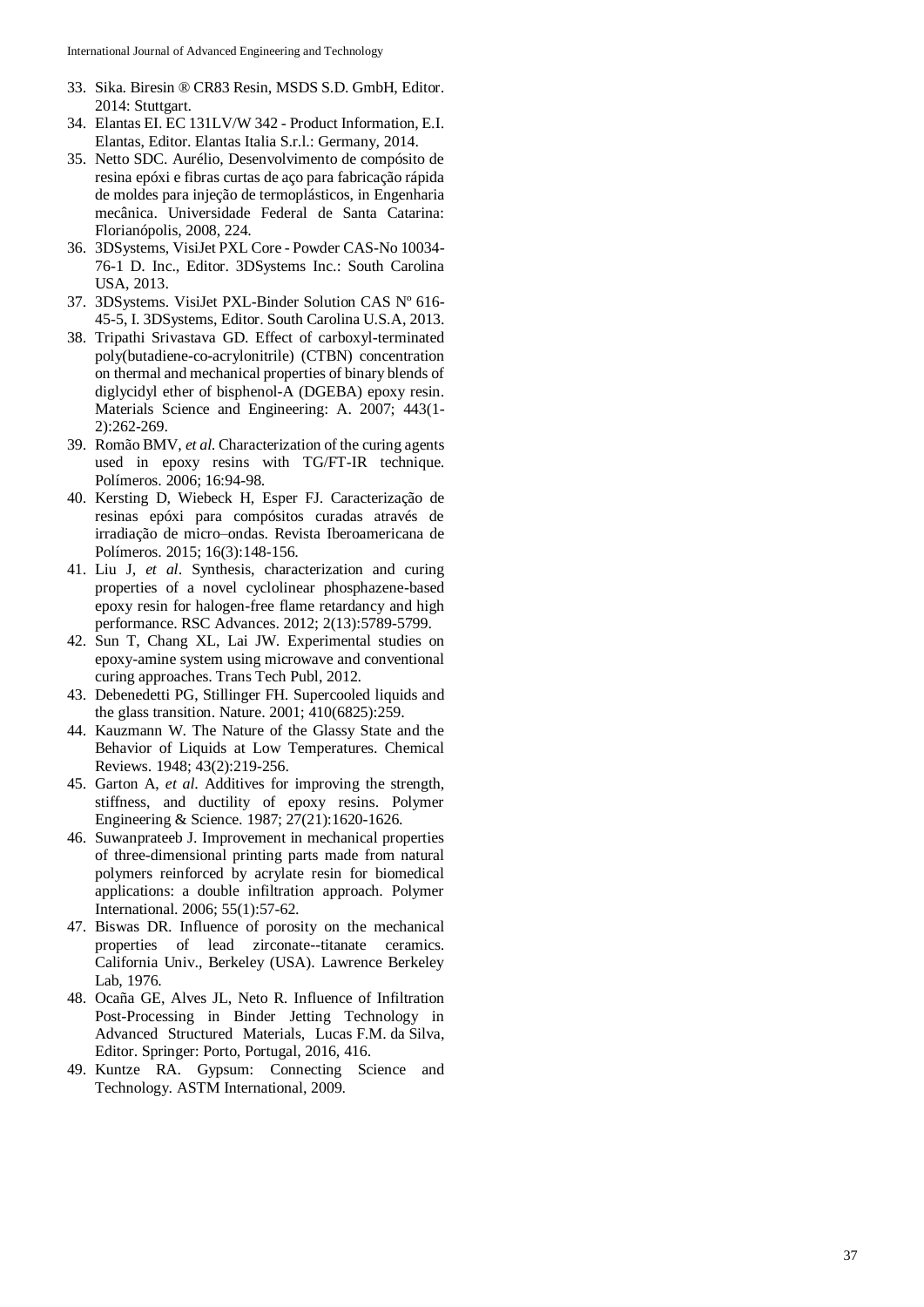33. Sika. Biresin ® CR83 Resin, MSDS S.D. GmbH, Editor. 2014: Stuttgart.
34. Elantas EI. EC 131LV/W 342 - Product Information, E.I. Elantas, Editor. Elantas Italia S.r.l.: Germany, 2014.
35. Netto SDC. Aurélio, Desenvolvimento de compósito de resina epóxi e fibras curtas de aço para fabricação rápida de moldes para injeção de termoplásticos, in Engenharia mecânica. Universidade Federal de Santa Catarina: Florianópolis, 2008, 224.
36. 3DSystems, VisiJet PXL Core - Powder CAS-No 10034-76-1 D. Inc., Editor. 3DSystems Inc.: South Carolina USA, 2013.
37. 3DSystems. VisiJet PXL-Binder Solution CAS Nº 616-45-5, I. 3DSystems, Editor. South Carolina U.S.A, 2013.
38. Tripathi Srivastava GD. Effect of carboxyl-terminated poly(butadiene-co-acrylonitrile) (CTBN) concentration on thermal and mechanical properties of binary blends of diglycidyl ether of bisphenol-A (DGEBA) epoxy resin. Materials Science and Engineering: A. 2007; 443(1-2):262-269.
39. Romão BMV, *et al*. Characterization of the curing agents used in epoxy resins with TG/FT-IR technique. Polímeros. 2006; 16:94-98.
40. Kersting D, Wiebeck H, Esper FJ. Caracterização de resinas epóxi para compósitos curadas através de irradiação de micro–ondas. Revista Iberoamericana de Polímeros. 2015; 16(3):148-156.
41. Liu J, *et al*. Synthesis, characterization and curing properties of a novel cyclolinear phosphazene-based epoxy resin for halogen-free flame retardancy and high performance. RSC Advances. 2012; 2(13):5789-5799.
42. Sun T, Chang XL, Lai JW. Experimental studies on epoxy-amine system using microwave and conventional curing approaches. Trans Tech Publ, 2012.
43. Debenedetti PG, Stillinger FH. Supercooled liquids and the glass transition. Nature. 2001; 410(6825):259.
44. Kauzmann W. The Nature of the Glassy State and the Behavior of Liquids at Low Temperatures. Chemical Reviews. 1948; 43(2):219-256.
45. Garton A, *et al*. Additives for improving the strength, stiffness, and ductility of epoxy resins. Polymer Engineering & Science. 1987; 27(21):1620-1626.
46. Suwanprateeb J. Improvement in mechanical properties of three-dimensional printing parts made from natural polymers reinforced by acrylate resin for biomedical applications: a double infiltration approach. Polymer International. 2006; 55(1):57-62.
47. Biswas DR. Influence of porosity on the mechanical properties of lead zirconate--titanate ceramics. California Univ., Berkeley (USA). Lawrence Berkeley Lab, 1976.
48. Ocaña GE, Alves JL, Neto R. Influence of Infiltration Post-Processing in Binder Jetting Technology in Advanced Structured Materials, Lucas F.M. da Silva, Editor. Springer: Porto, Portugal, 2016, 416.
49. Kuntze RA. Gypsum: Connecting Science and Technology. ASTM International, 2009.